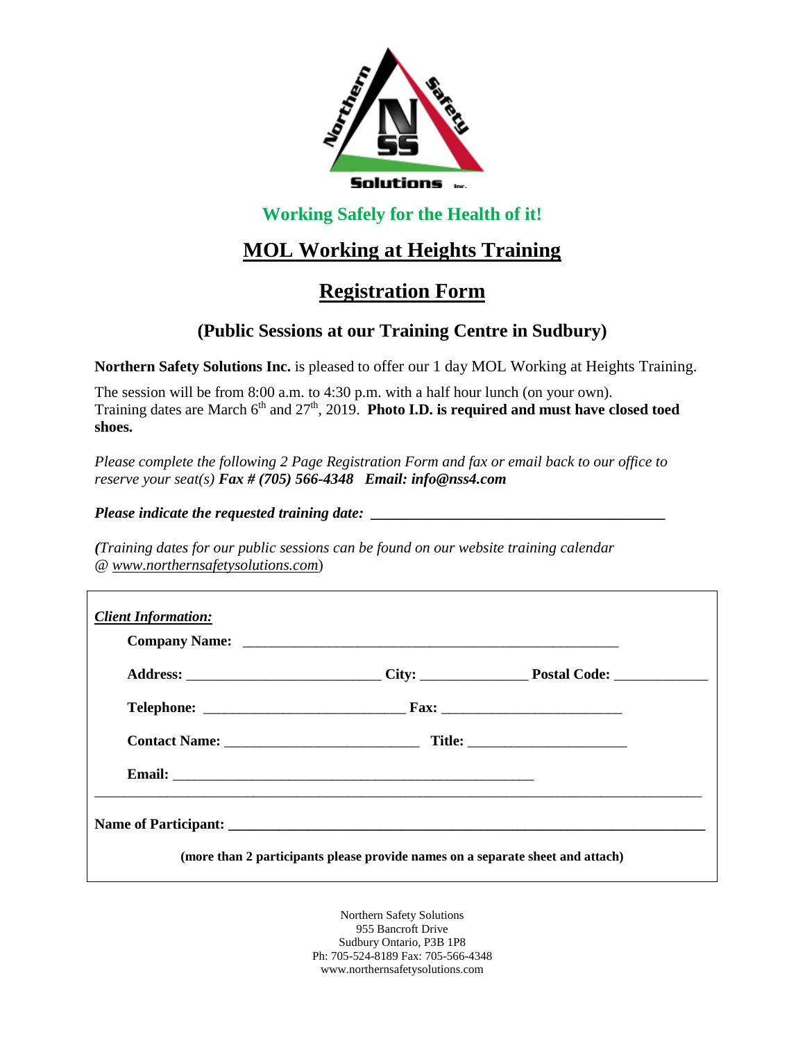Northern Safety Solutions Inc.

**Working Safely for the Health of it!**

# MOL Working at Heights Training

# Registration Form

## (Public Sessions at our Training Centre in Sudbury)

**Northern Safety Solutions Inc.** is pleased to offer our 1 day MOL Working at Heights Training.

The session will be from 8:00 a.m. to 4:30 p.m. with a half hour lunch (on your own).
Training dates are March 6th and 27th, 2019. **Photo I.D. is required and must have closed toed shoes.**

*Please complete the following 2 Page Registration Form and fax or email back to our office to reserve your seat(s)* ***Fax # (705) 566-4348 Email: info@nss4.com***

***Please indicate the requested training date:*** ______________________________

*(Training dates for our public sessions can be found on our website training calendar @ www.northernsafetysolutions.com)*

***Client Information:***

**Company Name:** ______________________________

**Address:** ____________________ **City:** ____________ **Postal Code:** ____________

**Telephone:** ____________________ **Fax:** ____________________

**Contact Name:** ____________________ **Title:** ____________________

**Email:** ______________________________

---

**Name of Participant:** ______________________________

**(more than 2 participants please provide names on a separate sheet and attach)**

Northern Safety Solutions
955 Bancroft Drive
Sudbury Ontario, P3B 1P8
Ph: 705-524-8189 Fax: 705-566-4348
www.northernsafetysolutions.com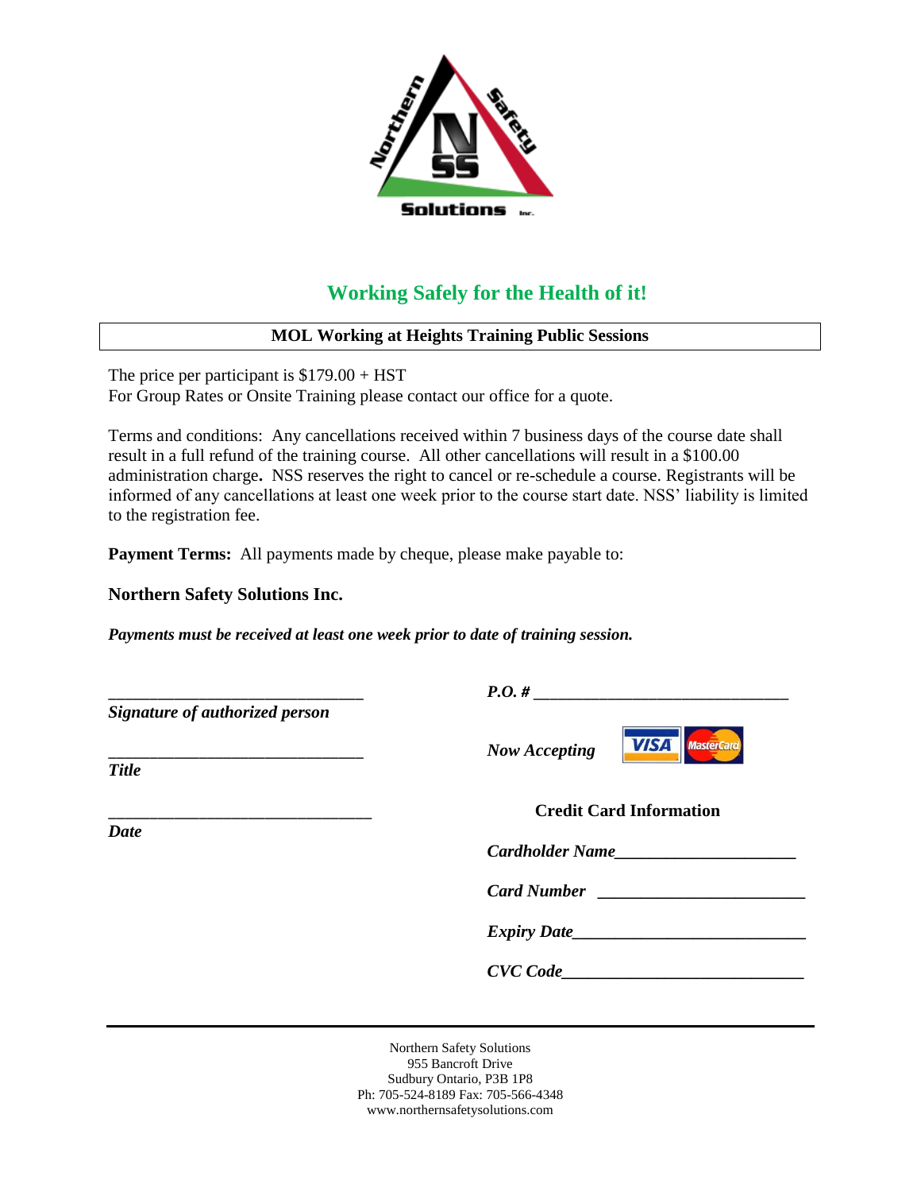# Working Safely for the Health of it!

**MOL Working at Heights Training Public Sessions**

The price per participant is $179.00 + HST
For Group Rates or Onsite Training please contact our office for a quote.

Terms and conditions: Any cancellations received within 7 business days of the course date shall result in a full refund of the training course. All other cancellations will result in a $100.00 administration charge**.** NSS reserves the right to cancel or re-schedule a course. Registrants will be informed of any cancellations at least one week prior to the course start date. NSS' liability is limited to the registration fee.

**Payment Terms:** All payments made by cheque, please make payable to:

**Northern Safety Solutions Inc.**

***Payments must be received at least one week prior to date of training session.***

_____________________________
***Signature of authorized person***

_____________________________
***Title***

_____________________________
***Date***

***P.O. #*** _____________________________

***Now Accepting*** VISA MasterCard

**Credit Card Information**

***Cardholder Name*** _____________________

***Card Number*** _______________________

***Expiry Date*** __________________________

***CVC Code*** ___________________________

---

Northern Safety Solutions
955 Bancroft Drive
Sudbury Ontario, P3B 1P8
Ph: 705-524-8189 Fax: 705-566-4348
www.northernsafetysolutions.com